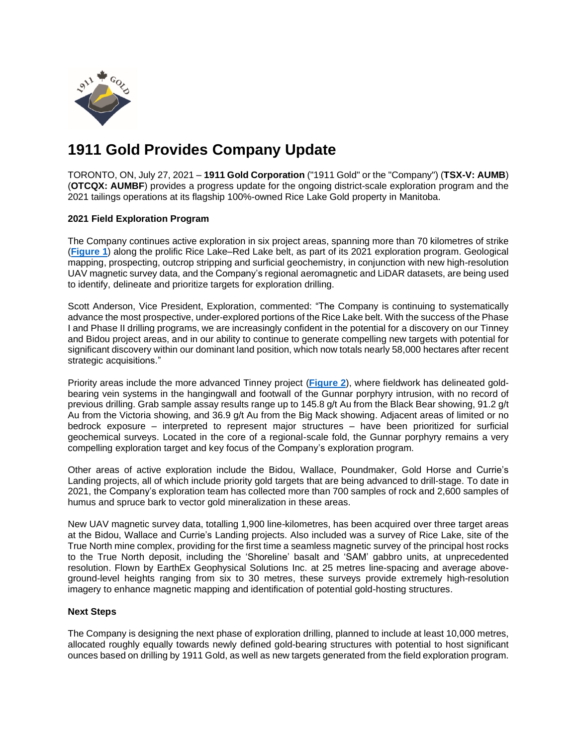# 1911 Gold Provides Company Update

TORONTO, ON, July 27, 2021 – **1911 Gold Corporation** ("1911 Gold" or the "Company") (**TSX-V: AUMB**) (**OTCQX: AUMBF**) provides a progress update for the ongoing district-scale exploration program and the 2021 tailings operations at its flagship 100%-owned Rice Lake Gold property in Manitoba.

**2021 Field Exploration Program**

The Company continues active exploration in six project areas, spanning more than 70 kilometres of strike (**Figure 1**) along the prolific Rice Lake–Red Lake belt, as part of its 2021 exploration program. Geological mapping, prospecting, outcrop stripping and surficial geochemistry, in conjunction with new high-resolution UAV magnetic survey data, and the Company's regional aeromagnetic and LiDAR datasets, are being used to identify, delineate and prioritize targets for exploration drilling.

Scott Anderson, Vice President, Exploration, commented: "The Company is continuing to systematically advance the most prospective, under-explored portions of the Rice Lake belt. With the success of the Phase I and Phase II drilling programs, we are increasingly confident in the potential for a discovery on our Tinney and Bidou project areas, and in our ability to continue to generate compelling new targets with potential for significant discovery within our dominant land position, which now totals nearly 58,000 hectares after recent strategic acquisitions."

Priority areas include the more advanced Tinney project (**Figure 2**), where fieldwork has delineated gold-bearing vein systems in the hangingwall and footwall of the Gunnar porphyry intrusion, with no record of previous drilling. Grab sample assay results range up to 145.8 g/t Au from the Black Bear showing, 91.2 g/t Au from the Victoria showing, and 36.9 g/t Au from the Big Mack showing. Adjacent areas of limited or no bedrock exposure – interpreted to represent major structures – have been prioritized for surficial geochemical surveys. Located in the core of a regional-scale fold, the Gunnar porphyry remains a very compelling exploration target and key focus of the Company's exploration program.

Other areas of active exploration include the Bidou, Wallace, Poundmaker, Gold Horse and Currie's Landing projects, all of which include priority gold targets that are being advanced to drill-stage. To date in 2021, the Company's exploration team has collected more than 700 samples of rock and 2,600 samples of humus and spruce bark to vector gold mineralization in these areas.

New UAV magnetic survey data, totalling 1,900 line-kilometres, has been acquired over three target areas at the Bidou, Wallace and Currie's Landing projects. Also included was a survey of Rice Lake, site of the True North mine complex, providing for the first time a seamless magnetic survey of the principal host rocks to the True North deposit, including the 'Shoreline' basalt and 'SAM' gabbro units, at unprecedented resolution. Flown by EarthEx Geophysical Solutions Inc. at 25 metres line-spacing and average above-ground-level heights ranging from six to 30 metres, these surveys provide extremely high-resolution imagery to enhance magnetic mapping and identification of potential gold-hosting structures.

**Next Steps**

The Company is designing the next phase of exploration drilling, planned to include at least 10,000 metres, allocated roughly equally towards newly defined gold-bearing structures with potential to host significant ounces based on drilling by 1911 Gold, as well as new targets generated from the field exploration program.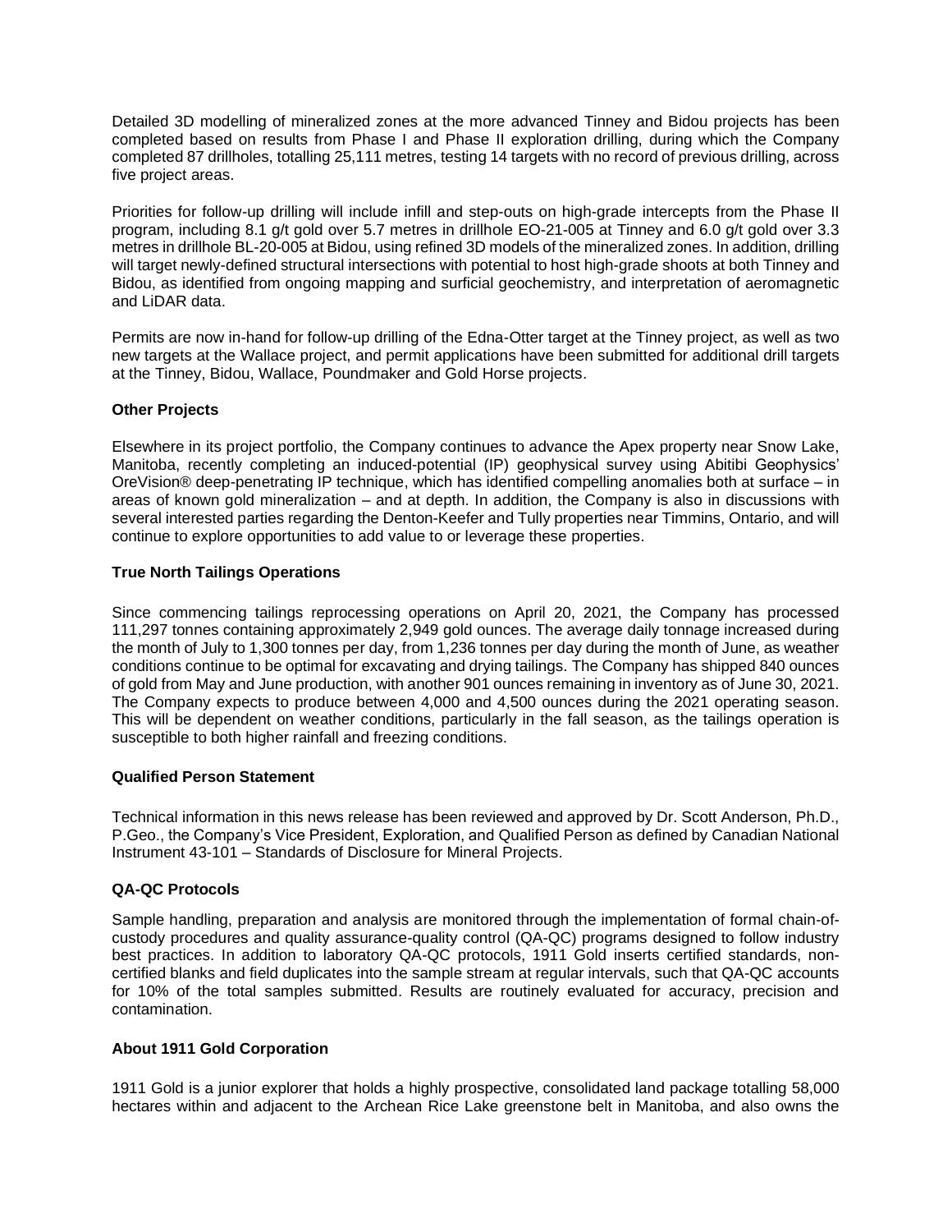Detailed 3D modelling of mineralized zones at the more advanced Tinney and Bidou projects has been completed based on results from Phase I and Phase II exploration drilling, during which the Company completed 87 drillholes, totalling 25,111 metres, testing 14 targets with no record of previous drilling, across five project areas.

Priorities for follow-up drilling will include infill and step-outs on high-grade intercepts from the Phase II program, including 8.1 g/t gold over 5.7 metres in drillhole EO-21-005 at Tinney and 6.0 g/t gold over 3.3 metres in drillhole BL-20-005 at Bidou, using refined 3D models of the mineralized zones. In addition, drilling will target newly-defined structural intersections with potential to host high-grade shoots at both Tinney and Bidou, as identified from ongoing mapping and surficial geochemistry, and interpretation of aeromagnetic and LiDAR data.

Permits are now in-hand for follow-up drilling of the Edna-Otter target at the Tinney project, as well as two new targets at the Wallace project, and permit applications have been submitted for additional drill targets at the Tinney, Bidou, Wallace, Poundmaker and Gold Horse projects.

**Other Projects**

Elsewhere in its project portfolio, the Company continues to advance the Apex property near Snow Lake, Manitoba, recently completing an induced-potential (IP) geophysical survey using Abitibi Geophysics' OreVision® deep-penetrating IP technique, which has identified compelling anomalies both at surface – in areas of known gold mineralization – and at depth. In addition, the Company is also in discussions with several interested parties regarding the Denton-Keefer and Tully properties near Timmins, Ontario, and will continue to explore opportunities to add value to or leverage these properties.

**True North Tailings Operations**

Since commencing tailings reprocessing operations on April 20, 2021, the Company has processed 111,297 tonnes containing approximately 2,949 gold ounces. The average daily tonnage increased during the month of July to 1,300 tonnes per day, from 1,236 tonnes per day during the month of June, as weather conditions continue to be optimal for excavating and drying tailings. The Company has shipped 840 ounces of gold from May and June production, with another 901 ounces remaining in inventory as of June 30, 2021. The Company expects to produce between 4,000 and 4,500 ounces during the 2021 operating season. This will be dependent on weather conditions, particularly in the fall season, as the tailings operation is susceptible to both higher rainfall and freezing conditions.

**Qualified Person Statement**

Technical information in this news release has been reviewed and approved by Dr. Scott Anderson, Ph.D., P.Geo., the Company's Vice President, Exploration, and Qualified Person as defined by Canadian National Instrument 43-101 – Standards of Disclosure for Mineral Projects.

**QA-QC Protocols**

Sample handling, preparation and analysis are monitored through the implementation of formal chain-of-custody procedures and quality assurance-quality control (QA-QC) programs designed to follow industry best practices. In addition to laboratory QA-QC protocols, 1911 Gold inserts certified standards, non-certified blanks and field duplicates into the sample stream at regular intervals, such that QA-QC accounts for 10% of the total samples submitted. Results are routinely evaluated for accuracy, precision and contamination.

**About 1911 Gold Corporation**

1911 Gold is a junior explorer that holds a highly prospective, consolidated land package totalling 58,000 hectares within and adjacent to the Archean Rice Lake greenstone belt in Manitoba, and also owns the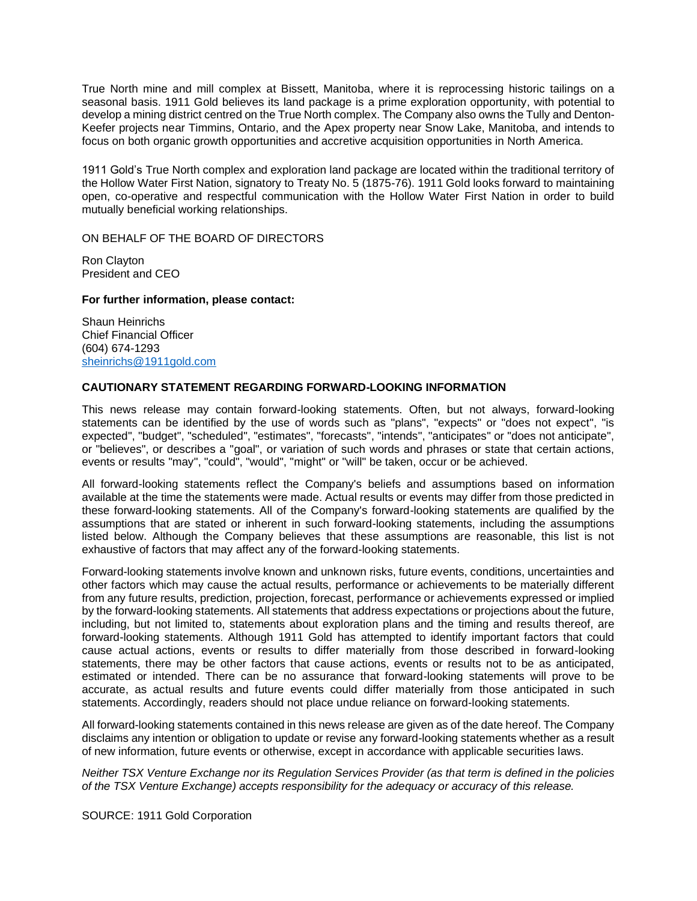True North mine and mill complex at Bissett, Manitoba, where it is reprocessing historic tailings on a seasonal basis. 1911 Gold believes its land package is a prime exploration opportunity, with potential to develop a mining district centred on the True North complex. The Company also owns the Tully and Denton-Keefer projects near Timmins, Ontario, and the Apex property near Snow Lake, Manitoba, and intends to focus on both organic growth opportunities and accretive acquisition opportunities in North America.

1911 Gold's True North complex and exploration land package are located within the traditional territory of the Hollow Water First Nation, signatory to Treaty No. 5 (1875-76). 1911 Gold looks forward to maintaining open, co-operative and respectful communication with the Hollow Water First Nation in order to build mutually beneficial working relationships.

ON BEHALF OF THE BOARD OF DIRECTORS

Ron Clayton
President and CEO

**For further information, please contact:**

Shaun Heinrichs
Chief Financial Officer
(604) 674-1293
sheinrichs@1911gold.com

**CAUTIONARY STATEMENT REGARDING FORWARD-LOOKING INFORMATION**

This news release may contain forward-looking statements. Often, but not always, forward-looking statements can be identified by the use of words such as "plans", "expects" or "does not expect", "is expected", "budget", "scheduled", "estimates", "forecasts", "intends", "anticipates" or "does not anticipate", or "believes", or describes a "goal", or variation of such words and phrases or state that certain actions, events or results "may", "could", "would", "might" or "will" be taken, occur or be achieved.

All forward-looking statements reflect the Company's beliefs and assumptions based on information available at the time the statements were made. Actual results or events may differ from those predicted in these forward-looking statements. All of the Company's forward-looking statements are qualified by the assumptions that are stated or inherent in such forward-looking statements, including the assumptions listed below. Although the Company believes that these assumptions are reasonable, this list is not exhaustive of factors that may affect any of the forward-looking statements.

Forward-looking statements involve known and unknown risks, future events, conditions, uncertainties and other factors which may cause the actual results, performance or achievements to be materially different from any future results, prediction, projection, forecast, performance or achievements expressed or implied by the forward-looking statements. All statements that address expectations or projections about the future, including, but not limited to, statements about exploration plans and the timing and results thereof, are forward-looking statements. Although 1911 Gold has attempted to identify important factors that could cause actual actions, events or results to differ materially from those described in forward-looking statements, there may be other factors that cause actions, events or results not to be as anticipated, estimated or intended. There can be no assurance that forward-looking statements will prove to be accurate, as actual results and future events could differ materially from those anticipated in such statements. Accordingly, readers should not place undue reliance on forward-looking statements.

All forward-looking statements contained in this news release are given as of the date hereof. The Company disclaims any intention or obligation to update or revise any forward-looking statements whether as a result of new information, future events or otherwise, except in accordance with applicable securities laws.

*Neither TSX Venture Exchange nor its Regulation Services Provider (as that term is defined in the policies of the TSX Venture Exchange) accepts responsibility for the adequacy or accuracy of this release.*

SOURCE: 1911 Gold Corporation